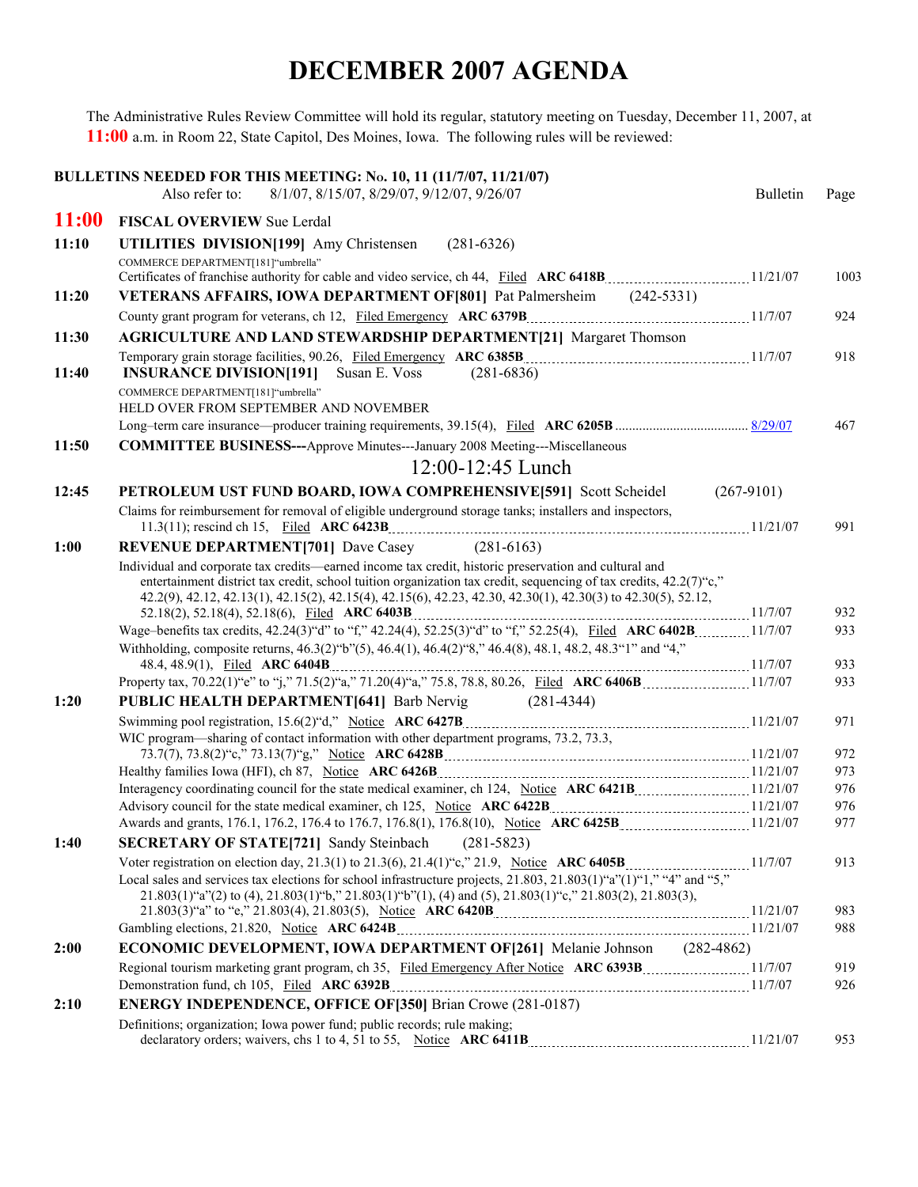# DECEMBER 2007 AGENDA

The Administrative Rules Review Committee will hold its regular, statutory meeting on Tuesday, December 11, 2007, at **11:00** a.m. in Room 22, State Capitol, Des Moines, Iowa. The following rules will be reviewed:

**BULLETINS NEEDED FOR THIS MEETING: No. 10, 11 (11/7/07, 11/21/07)**
Also refer to: 8/1/07, 8/15/07, 8/29/07, 9/12/07, 9/26/07

| Time | Item | Bulletin | Page |
|---|---|---|---|
| **11:00** | **FISCAL OVERVIEW** Sue Lerdal | | |
| **11:10** | **UTILITIES DIVISION[199]** Amy Christensen (281-6326) | | |
| | COMMERCE DEPARTMENT[181]"umbrella" | | |
| | Certificates of franchise authority for cable and video service, ch 44, Filed **ARC 6418B** | 11/21/07 | 1003 |
| **11:20** | **VETERANS AFFAIRS, IOWA DEPARTMENT OF[801]** Pat Palmersheim (242-5331) | | |
| | County grant program for veterans, ch 12, Filed Emergency **ARC 6379B** | 11/7/07 | 924 |
| **11:30** | **AGRICULTURE AND LAND STEWARDSHIP DEPARTMENT[21]** Margaret Thomson | | |
| | Temporary grain storage facilities, 90.26, Filed Emergency **ARC 6385B** | 11/7/07 | 918 |
| **11:40** | **INSURANCE DIVISION[191]** Susan E. Voss (281-6836) | | |
| | COMMERCE DEPARTMENT[181]"umbrella" | | |
| | HELD OVER FROM SEPTEMBER AND NOVEMBER | | |
| | Long–term care insurance—producer training requirements, 39.15(4), Filed **ARC 6205B** | 8/29/07 | 467 |
| **11:50** | **COMMITTEE BUSINESS---**Approve Minutes---January 2008 Meeting---Miscellaneous | | |
| | 12:00-12:45 Lunch | | |
| **12:45** | **PETROLEUM UST FUND BOARD, IOWA COMPREHENSIVE[591]** Scott Scheidel (267-9101) | | |
| | Claims for reimbursement for removal of eligible underground storage tanks; installers and inspectors, 11.3(11); rescind ch 15, Filed **ARC 6423B** | 11/21/07 | 991 |
| **1:00** | **REVENUE DEPARTMENT[701]** Dave Casey (281-6163) | | |
| | Individual and corporate tax credits—earned income tax credit, historic preservation and cultural and entertainment district tax credit, school tuition organization tax credit, sequencing of tax credits, 42.2(7)"c," 42.2(9), 42.12, 42.13(1), 42.15(2), 42.15(4), 42.15(6), 42.23, 42.30, 42.30(1), 42.30(3) to 42.30(5), 52.12, 52.18(2), 52.18(4), 52.18(6), Filed **ARC 6403B** | 11/7/07 | 932 |
| | Wage–benefits tax credits, 42.24(3)"d" to "f," 42.24(4), 52.25(3)"d" to "f," 52.25(4), Filed **ARC 6402B** | 11/7/07 | 933 |
| | Withholding, composite returns, 46.3(2)"b"(5), 46.4(1), 46.4(2)"8," 46.4(8), 48.1, 48.2, 48.3"1" and "4," 48.4, 48.9(1), Filed **ARC 6404B** | 11/7/07 | 933 |
| | Property tax, 70.22(1)"e" to "j," 71.5(2)"a," 71.20(4)"a," 75.8, 78.8, 80.26, Filed **ARC 6406B** | 11/7/07 | 933 |
| **1:20** | **PUBLIC HEALTH DEPARTMENT[641]** Barb Nervig (281-4344) | | |
| | Swimming pool registration, 15.6(2)"d," Notice **ARC 6427B** | 11/21/07 | 971 |
| | WIC program—sharing of contact information with other department programs, 73.2, 73.3, 73.7(7), 73.8(2)"c," 73.13(7)"g," Notice **ARC 6428B** | 11/21/07 | 972 |
| | Healthy families Iowa (HFI), ch 87, Notice **ARC 6426B** | 11/21/07 | 973 |
| | Interagency coordinating council for the state medical examiner, ch 124, Notice **ARC 6421B** | 11/21/07 | 976 |
| | Advisory council for the state medical examiner, ch 125, Notice **ARC 6422B** | 11/21/07 | 976 |
| | Awards and grants, 176.1, 176.2, 176.4 to 176.7, 176.8(1), 176.8(10), Notice **ARC 6425B** | 11/21/07 | 977 |
| **1:40** | **SECRETARY OF STATE[721]** Sandy Steinbach (281-5823) | | |
| | Voter registration on election day, 21.3(1) to 21.3(6), 21.4(1)"c," 21.9, Notice **ARC 6405B** | 11/7/07 | 913 |
| | Local sales and services tax elections for school infrastructure projects, 21.803, 21.803(1)"a"(1)"1," "4" and "5," 21.803(1)"a"(2) to (4), 21.803(1)"b," 21.803(1)"b"(1), (4) and (5), 21.803(1)"c," 21.803(2), 21.803(3), 21.803(3)"a" to "e," 21.803(4), 21.803(5), Notice **ARC 6420B** | 11/21/07 | 983 |
| | Gambling elections, 21.820, Notice **ARC 6424B** | 11/21/07 | 988 |
| **2:00** | **ECONOMIC DEVELOPMENT, IOWA DEPARTMENT OF[261]** Melanie Johnson (282-4862) | | |
| | Regional tourism marketing grant program, ch 35, Filed Emergency After Notice **ARC 6393B** | 11/7/07 | 919 |
| | Demonstration fund, ch 105, Filed **ARC 6392B** | 11/7/07 | 926 |
| **2:10** | **ENERGY INDEPENDENCE, OFFICE OF[350]** Brian Crowe (281-0187) | | |
| | Definitions; organization; Iowa power fund; public records; rule making; declaratory orders; waivers, chs 1 to 4, 51 to 55, Notice **ARC 6411B** | 11/21/07 | 953 |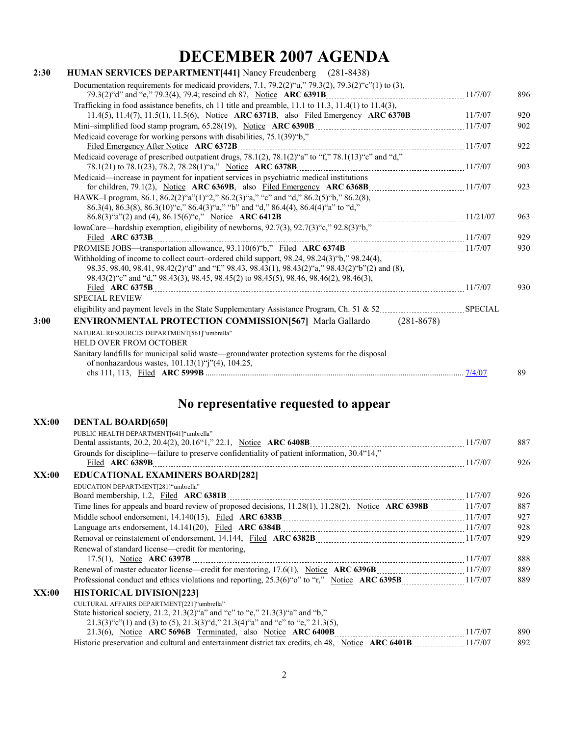# DECEMBER 2007 AGENDA

**2:30** **HUMAN SERVICES DEPARTMENT[441]** Nancy Freudenberg (281-8438)

| Item | Date | Page |
|---|---|---|
| Documentation requirements for medicaid providers, 7.1, 79.2(2)"u," 79.3(2), 79.3(2)"c"(1) to (3), 79.3(2)"d" and "e," 79.3(4), 79.4; rescind ch 87, Notice **ARC 6391B** | 11/7/07 | 896 |
| Trafficking in food assistance benefits, ch 11 title and preamble, 11.1 to 11.3, 11.4(1) to 11.4(3), 11.4(5), 11.4(7), 11.5(1), 11.5(6), Notice **ARC 6371B**, also Filed Emergency **ARC 6370B** | 11/7/07 | 920 |
| Mini–simplified food stamp program, 65.28(19), Notice **ARC 6390B** | 11/7/07 | 902 |
| Medicaid coverage for working persons with disabilities, 75.1(39)"b," Filed Emergency After Notice **ARC 6372B** | 11/7/07 | 922 |
| Medicaid coverage of prescribed outpatient drugs, 78.1(2), 78.1(2)"a" to "f," 78.1(13)"c" and "d," 78.1(21) to 78.1(23), 78.2, 78.28(1)"a," Notice **ARC 6378B** | 11/7/07 | 903 |
| Medicaid—increase in payment for inpatient services in psychiatric medical institutions for children, 79.1(2), Notice **ARC 6369B**, also Filed Emergency **ARC 6368B** | 11/7/07 | 923 |
| HAWK–I program, 86.1, 86.2(2)"a"(1)"2," 86.2(3)"a," "c" and "d," 86.2(5)"b," 86.2(8), 86.3(4), 86.3(8), 86.3(10)"c," 86.4(3)"a," "b" and "d," 86.4(4), 86.4(4)"a" to "d," 86.8(3)"a"(2) and (4), 86.15(6)"c," Notice **ARC 6412B** | 11/21/07 | 963 |
| IowaCare—hardship exemption, eligibility of newborns, 92.7(3), 92.7(3)"c," 92.8(3)"b," Filed **ARC 6373B** | 11/7/07 | 929 |
| PROMISE JOBS—transportation allowance, 93.110(6)"b," Filed **ARC 6374B** | 11/7/07 | 930 |
| Withholding of income to collect court–ordered child support, 98.24, 98.24(3)"b," 98.24(4), 98.35, 98.40, 98.41, 98.42(2)"d" and "f," 98.43, 98.43(1), 98.43(2)"a," 98.43(2)"b"(2) and (8), 98.43(2)"c" and "d," 98.43(3), 98.45, 98.45(2) to 98.45(5), 98.46, 98.46(2), 98.46(3), Filed **ARC 6375B** | 11/7/07 | 930 |
| SPECIAL REVIEW | | |
| eligibility and payment levels in the State Supplementary Assistance Program, Ch. 51 & 52 | SPECIAL | |

**3:00** **ENVIRONMENTAL PROTECTION COMMISSION[567]** Marla Gallardo (281-8678)

NATURAL RESOURCES DEPARTMENT[561]"umbrella"

HELD OVER FROM OCTOBER

| Item | Date | Page |
|---|---|---|
| Sanitary landfills for municipal solid waste—groundwater protection systems for the disposal of nonhazardous wastes, 101.13(1)"j"(4), 104.25, chs 111, 113, Filed **ARC 5999B** | 7/4/07 | 89 |

## No representative requested to appear

**XX:00** **DENTAL BOARD[650]**

PUBLIC HEALTH DEPARTMENT[641]"umbrella"

| Item | Date | Page |
|---|---|---|
| Dental assistants, 20.2, 20.4(2), 20.16"1," 22.1, Notice **ARC 6408B** | 11/7/07 | 887 |
| Grounds for discipline—failure to preserve confidentiality of patient information, 30.4"14," Filed **ARC 6389B** | 11/7/07 | 926 |

**XX:00** **EDUCATIONAL EXAMINERS BOARD[282]**

EDUCATION DEPARTMENT[281]"umbrella"

| Item | Date | Page |
|---|---|---|
| Board membership, 1.2, Filed **ARC 6381B** | 11/7/07 | 926 |
| Time lines for appeals and board review of proposed decisions, 11.28(1), 11.28(2), Notice **ARC 6398B** | 11/7/07 | 887 |
| Middle school endorsement, 14.140(15), Filed **ARC 6383B** | 11/7/07 | 927 |
| Language arts endorsement, 14.141(20), Filed **ARC 6384B** | 11/7/07 | 928 |
| Removal or reinstatement of endorsement, 14.144, Filed **ARC 6382B** | 11/7/07 | 929 |
| Renewal of standard license—credit for mentoring, 17.5(1), Notice **ARC 6397B** | 11/7/07 | 888 |
| Renewal of master educator license—credit for mentoring, 17.6(1), Notice **ARC 6396B** | 11/7/07 | 889 |
| Professional conduct and ethics violations and reporting, 25.3(6)"o" to "r," Notice **ARC 6395B** | 11/7/07 | 889 |

**XX:00** **HISTORICAL DIVISION[223]**

CULTURAL AFFAIRS DEPARTMENT[221]"umbrella"

| Item | Date | Page |
|---|---|---|
| State historical society, 21.2, 21.3(2)"a" and "c" to "e," 21.3(3)"a" and "b," 21.3(3)"c"(1) and (3) to (5), 21.3(3)"d," 21.3(4)"a" and "c" to "e," 21.3(5), 21.3(6), Notice **ARC 5696B** Terminated, also Notice **ARC 6400B** | 11/7/07 | 890 |
| Historic preservation and cultural and entertainment district tax credits, ch 48, Notice **ARC 6401B** | 11/7/07 | 892 |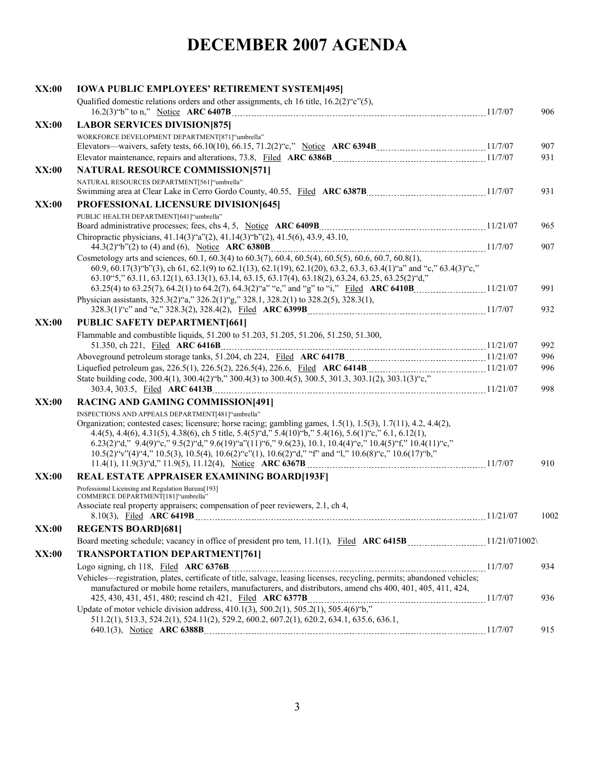# DECEMBER 2007 AGENDA

**XX:00** **IOWA PUBLIC EMPLOYEES' RETIREMENT SYSTEM[495]**

Qualified domestic relations orders and other assignments, ch 16 title, 16.2(2)"c"(5), 16.2(3)"b" to n," Notice **ARC 6407B** ........ 11/7/07 906

**XX:00** **LABOR SERVICES DIVISION[875]**

WORKFORCE DEVELOPMENT DEPARTMENT[871]"umbrella"

Elevators—waivers, safety tests, 66.10(10), 66.15, 71.2(2)"c," Notice **ARC 6394B** ........ 11/7/07 907

Elevator maintenance, repairs and alterations, 73.8, Filed **ARC 6386B** ........ 11/7/07 931

**XX:00** **NATURAL RESOURCE COMMISSION[571]**

NATURAL RESOURCES DEPARTMENT[561]"umbrella"

Swimming area at Clear Lake in Cerro Gordo County, 40.55, Filed **ARC 6387B** ........ 11/7/07 931

**XX:00** **PROFESSIONAL LICENSURE DIVISION[645]**

PUBLIC HEALTH DEPARTMENT[641]"umbrella"

Board administrative processes; fees, chs 4, 5, Notice **ARC 6409B** ........ 11/21/07 965

Chiropractic physicians, 41.14(3)"a"(2), 41.14(3)"b"(2), 41.5(6), 43.9, 43.10, 44.3(2)"b"(2) to (4) and (6), Notice **ARC 6380B** ........ 11/7/07 907

Cosmetology arts and sciences, 60.1, 60.3(4) to 60.3(7), 60.4, 60.5(4), 60.5(5), 60.6, 60.7, 60.8(1), 60.9, 60.17(3)"b"(3), ch 61, 62.1(9) to 62.1(13), 62.1(19), 62.1(20), 63.2, 63.3, 63.4(1)"a" and "c," 63.4(3)"c," 63.10"5," 63.11, 63.12(1), 63.13(1), 63.14, 63.15, 63.17(4), 63.18(2), 63.24, 63.25, 63.25(2)"d," 63.25(4) to 63.25(7), 64.2(1) to 64.2(7), 64.3(2)"a" "e," and "g" to "i," Filed **ARC 6410B** ........ 11/21/07 991

Physician assistants, 325.3(2)"a," 326.2(1)"g," 328.1, 328.2(1) to 328.2(5), 328.3(1), 328.3(1)"c" and "e," 328.3(2), 328.4(2), Filed **ARC 6399B** ........ 11/7/07 932

**XX:00** **PUBLIC SAFETY DEPARTMENT[661]**

Flammable and combustible liquids, 51.200 to 51.203, 51.205, 51.206, 51.250, 51.300, 51.350, ch 221, Filed **ARC 6416B** ........ 11/21/07 992

Aboveground petroleum storage tanks, 51.204, ch 224, Filed **ARC 6417B** ........ 11/21/07 996

Liquefied petroleum gas, 226.5(1), 226.5(2), 226.5(4), 226.6, Filed **ARC 6414B** ........ 11/21/07 996

State building code, 300.4(1), 300.4(2)"b," 300.4(3) to 300.4(5), 300.5, 301.3, 303.1(2), 303.1(3)"c," 303.4, 303.5, Filed **ARC 6413B** ........ 11/21/07 998

**XX:00** **RACING AND GAMING COMMISSION[491]**

INSPECTIONS AND APPEALS DEPARTMENT[481]"umbrella"

Organization; contested cases; licensure; horse racing; gambling games, 1.5(1), 1.5(3), 1.7(11), 4.2, 4.4(2), 4.4(5), 4.4(6), 4.31(5), 4.38(6), ch 5 title, 5.4(5)"d," 5.4(10)"b," 5.4(16), 5.6(1)"c," 6.1, 6.12(1), 6.23(2)"d," 9.4(9)"c," 9.5(2)"d," 9.6(19)"a"(11)"6," 9.6(23), 10.1, 10.4(4)"e," 10.4(5)"f," 10.4(11)"c," 10.5(2)"v"(4)"4," 10.5(3), 10.5(4), 10.6(2)"c"(1), 10.6(2)"d," "f" and "l," 10.6(8)"c," 10.6(17)"b," 11.4(1), 11.9(3)"d," 11.9(5), 11.12(4), Notice **ARC 6367B** ........ 11/7/07 910

**XX:00** **REAL ESTATE APPRAISER EXAMINING BOARD[193F]**

Professional Licensing and Regulation Bureau[193]
COMMERCE DEPARTMENT[181]"umbrella"

Associate real property appraisers; compensation of peer reviewers, 2.1, ch 4, 8.10(3), Filed **ARC 6419B** ........ 11/21/07 1002

**XX:00** **REGENTS BOARD[681]**

Board meeting schedule; vacancy in office of president pro tem, 11.1(1), Filed **ARC 6415B** ........ 11/21/071002\

**XX:00** **TRANSPORTATION DEPARTMENT[761]**

Logo signing, ch 118, Filed **ARC 6376B** ........ 11/7/07 934

Vehicles—registration, plates, certificate of title, salvage, leasing licenses, recycling, permits; abandoned vehicles; manufactured or mobile home retailers, manufacturers, and distributors, amend chs 400, 401, 405, 411, 424, 425, 430, 431, 451, 480; rescind ch 421, Filed **ARC 6377B** ........ 11/7/07 936

Update of motor vehicle division address, 410.1(3), 500.2(1), 505.2(1), 505.4(6)"b," 511.2(1), 513.3, 524.2(1), 524.11(2), 529.2, 600.2, 607.2(1), 620.2, 634.1, 635.6, 636.1, 640.1(3), Notice **ARC 6388B** ........ 11/7/07 915